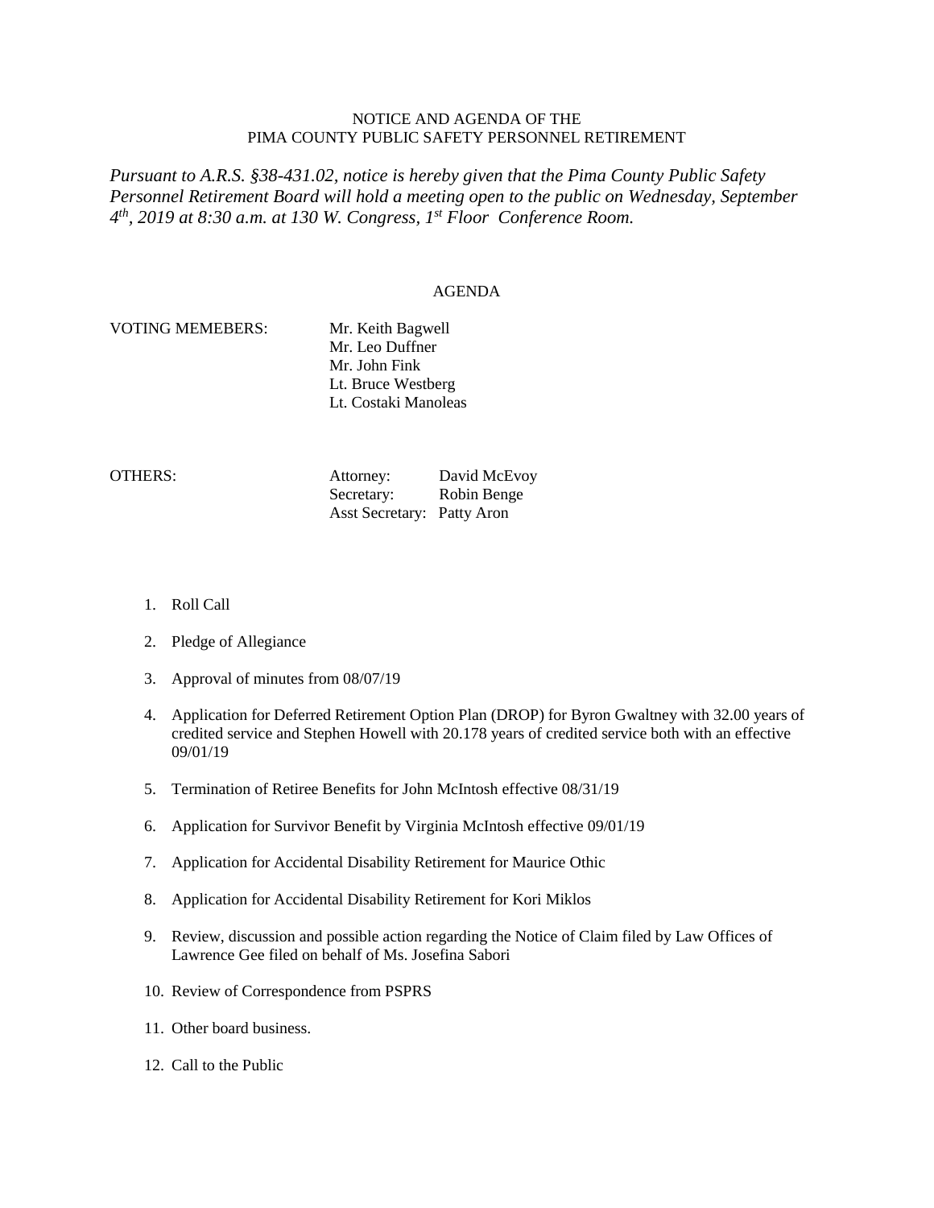NOTICE AND AGENDA OF THE
PIMA COUNTY PUBLIC SAFETY PERSONNEL RETIREMENT

*Pursuant to A.R.S. §38-431.02, notice is hereby given that the Pima County Public Safety Personnel Retirement Board will hold a meeting open to the public on Wednesday, September 4th, 2019 at 8:30 a.m. at 130 W. Congress, 1st Floor Conference Room.*

AGENDA

VOTING MEMEBERS:
Mr. Keith Bagwell
Mr. Leo Duffner
Mr. John Fink
Lt. Bruce Westberg
Lt. Costaki Manoleas

OTHERS:
Attorney: David McEvoy
Secretary: Robin Benge
Asst Secretary: Patty Aron

1. Roll Call
2. Pledge of Allegiance
3. Approval of minutes from 08/07/19
4. Application for Deferred Retirement Option Plan (DROP) for Byron Gwaltney with 32.00 years of credited service and Stephen Howell with 20.178 years of credited service both with an effective 09/01/19
5. Termination of Retiree Benefits for John McIntosh effective 08/31/19
6. Application for Survivor Benefit by Virginia McIntosh effective 09/01/19
7. Application for Accidental Disability Retirement for Maurice Othic
8. Application for Accidental Disability Retirement for Kori Miklos
9. Review, discussion and possible action regarding the Notice of Claim filed by Law Offices of Lawrence Gee filed on behalf of Ms. Josefina Sabori
10. Review of Correspondence from PSPRS
11. Other board business.
12. Call to the Public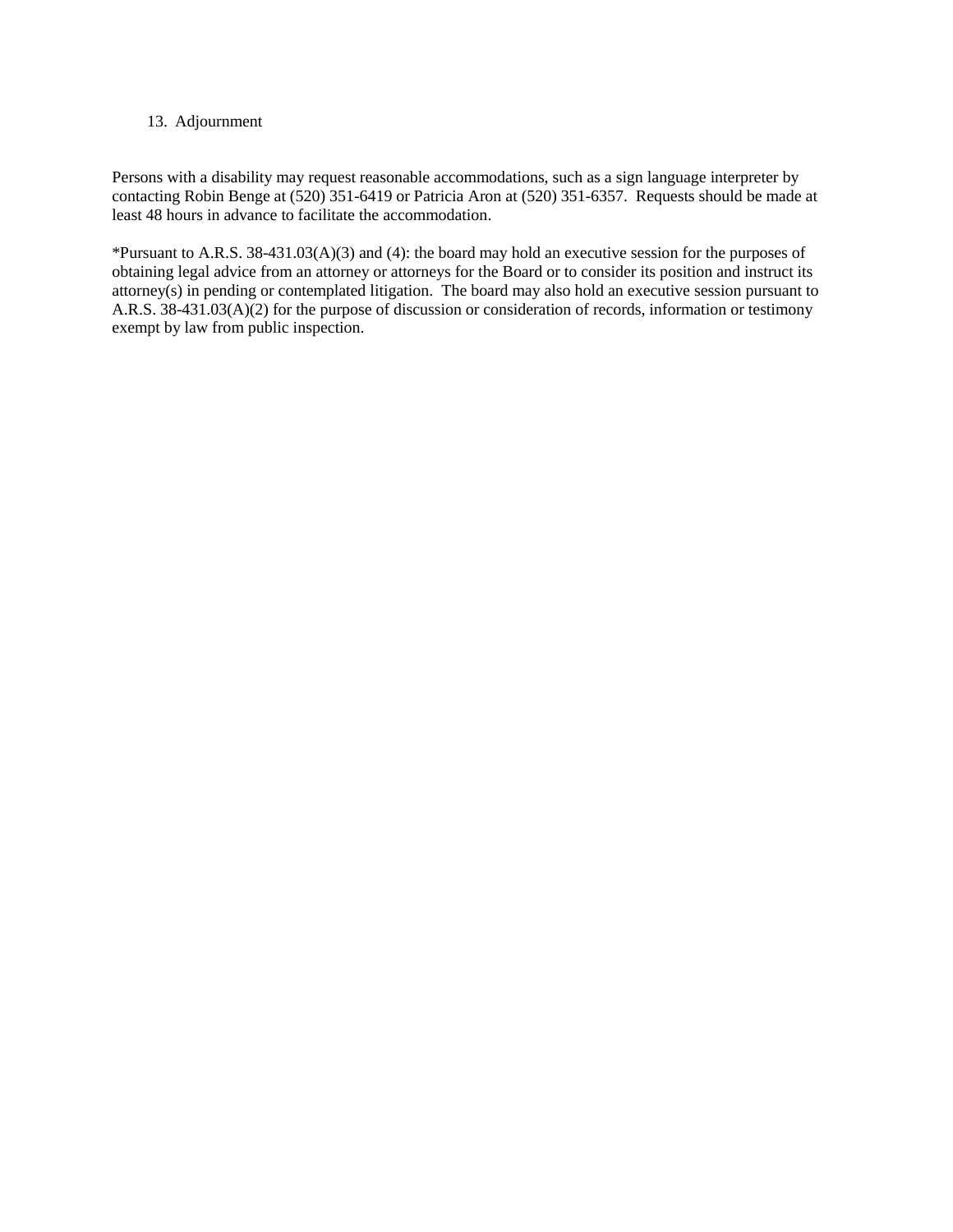13. Adjournment

Persons with a disability may request reasonable accommodations, such as a sign language interpreter by contacting Robin Benge at (520) 351-6419 or Patricia Aron at (520) 351-6357. Requests should be made at least 48 hours in advance to facilitate the accommodation.

*Pursuant to A.R.S. 38-431.03(A)(3) and (4): the board may hold an executive session for the purposes of obtaining legal advice from an attorney or attorneys for the Board or to consider its position and instruct its attorney(s) in pending or contemplated litigation. The board may also hold an executive session pursuant to A.R.S. 38-431.03(A)(2) for the purpose of discussion or consideration of records, information or testimony exempt by law from public inspection.